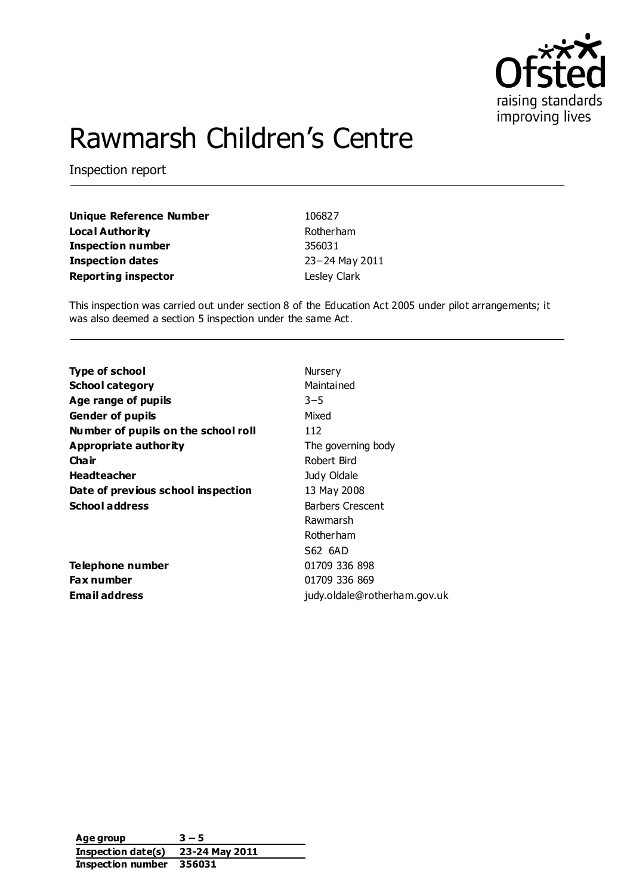# Rawmarsh Children's Centre

Inspection report

| | |
|---|---|
| **Unique Reference Number** | 106827 |
| **Local Authority** | Rotherham |
| **Inspection number** | 356031 |
| **Inspection dates** | 23–24 May 2011 |
| **Reporting inspector** | Lesley Clark |

This inspection was carried out under section 8 of the Education Act 2005 under pilot arrangements; it was also deemed a section 5 inspection under the same Act.

| | |
|---|---|
| **Type of school** | Nursery |
| **School category** | Maintained |
| **Age range of pupils** | 3–5 |
| **Gender of pupils** | Mixed |
| **Number of pupils on the school roll** | 112 |
| **Appropriate authority** | The governing body |
| **Chair** | Robert Bird |
| **Headteacher** | Judy Oldale |
| **Date of previous school inspection** | 13 May 2008 |
| **School address** | Barbers Crescent<br>Rawmarsh<br>Rotherham<br>S62 6AD |
| **Telephone number** | 01709 336 898 |
| **Fax number** | 01709 336 869 |
| **Email address** | judy.oldale@rotherham.gov.uk |

| | |
|---|---|
| **Age group** | **3 – 5** |
| **Inspection date(s)** | **23-24 May 2011** |
| **Inspection number** | **356031** |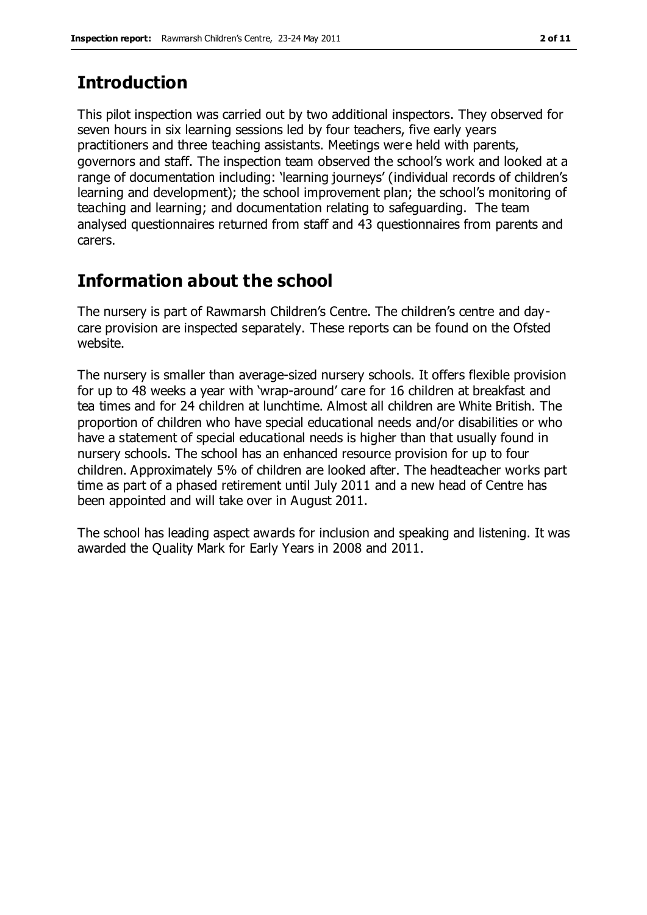## Introduction

This pilot inspection was carried out by two additional inspectors. They observed for seven hours in six learning sessions led by four teachers, five early years practitioners and three teaching assistants. Meetings were held with parents, governors and staff. The inspection team observed the school's work and looked at a range of documentation including: 'learning journeys' (individual records of children's learning and development); the school improvement plan; the school's monitoring of teaching and learning; and documentation relating to safeguarding. The team analysed questionnaires returned from staff and 43 questionnaires from parents and carers.

## Information about the school

The nursery is part of Rawmarsh Children's Centre. The children's centre and day-care provision are inspected separately. These reports can be found on the Ofsted website.

The nursery is smaller than average-sized nursery schools. It offers flexible provision for up to 48 weeks a year with 'wrap-around' care for 16 children at breakfast and tea times and for 24 children at lunchtime. Almost all children are White British. The proportion of children who have special educational needs and/or disabilities or who have a statement of special educational needs is higher than that usually found in nursery schools. The school has an enhanced resource provision for up to four children. Approximately 5% of children are looked after. The headteacher works part time as part of a phased retirement until July 2011 and a new head of Centre has been appointed and will take over in August 2011.

The school has leading aspect awards for inclusion and speaking and listening. It was awarded the Quality Mark for Early Years in 2008 and 2011.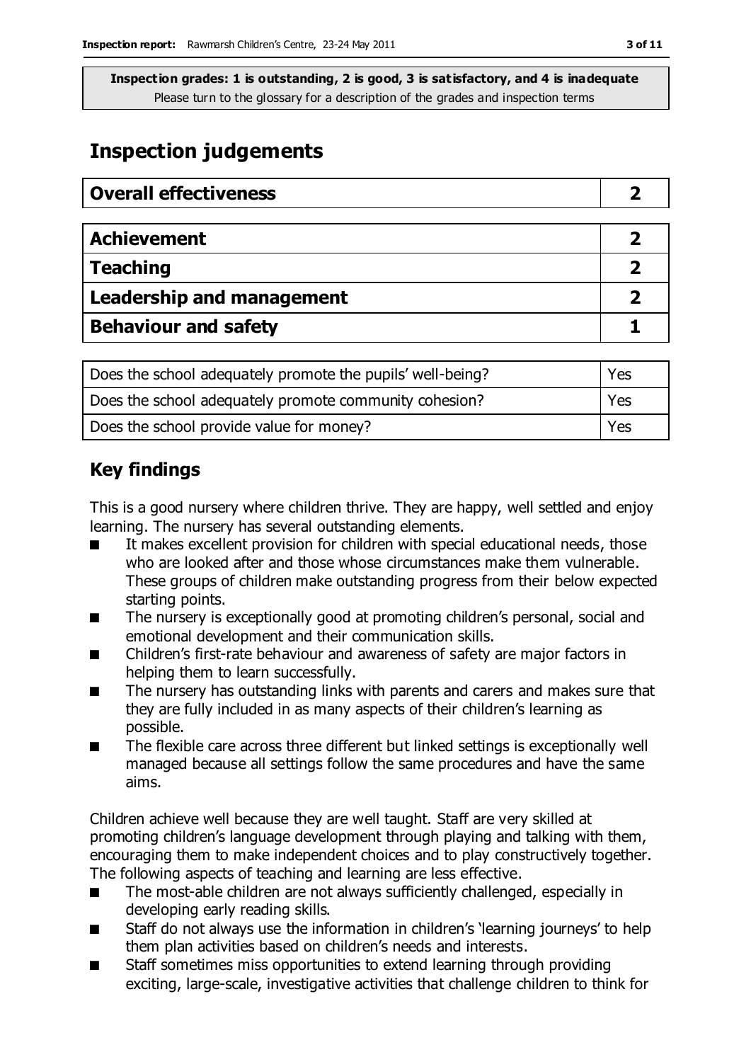**Inspection grades: 1 is outstanding, 2 is good, 3 is satisfactory, and 4 is inadequate**
Please turn to the glossary for a description of the grades and inspection terms

# Inspection judgements

| Overall effectiveness | 2 |
|---|---|

| Achievement | 2 |
|---|---|
| Teaching | 2 |
| Leadership and management | 2 |
| Behaviour and safety | 1 |

| Does the school adequately promote the pupils' well-being? | Yes |
|---|---|
| Does the school adequately promote community cohesion? | Yes |
| Does the school provide value for money? | Yes |

## Key findings

This is a good nursery where children thrive. They are happy, well settled and enjoy learning. The nursery has several outstanding elements.

- It makes excellent provision for children with special educational needs, those who are looked after and those whose circumstances make them vulnerable. These groups of children make outstanding progress from their below expected starting points.
- The nursery is exceptionally good at promoting children's personal, social and emotional development and their communication skills.
- Children's first-rate behaviour and awareness of safety are major factors in helping them to learn successfully.
- The nursery has outstanding links with parents and carers and makes sure that they are fully included in as many aspects of their children's learning as possible.
- The flexible care across three different but linked settings is exceptionally well managed because all settings follow the same procedures and have the same aims.

Children achieve well because they are well taught. Staff are very skilled at promoting children's language development through playing and talking with them, encouraging them to make independent choices and to play constructively together. The following aspects of teaching and learning are less effective.

- The most-able children are not always sufficiently challenged, especially in developing early reading skills.
- Staff do not always use the information in children's 'learning journeys' to help them plan activities based on children's needs and interests.
- Staff sometimes miss opportunities to extend learning through providing exciting, large-scale, investigative activities that challenge children to think for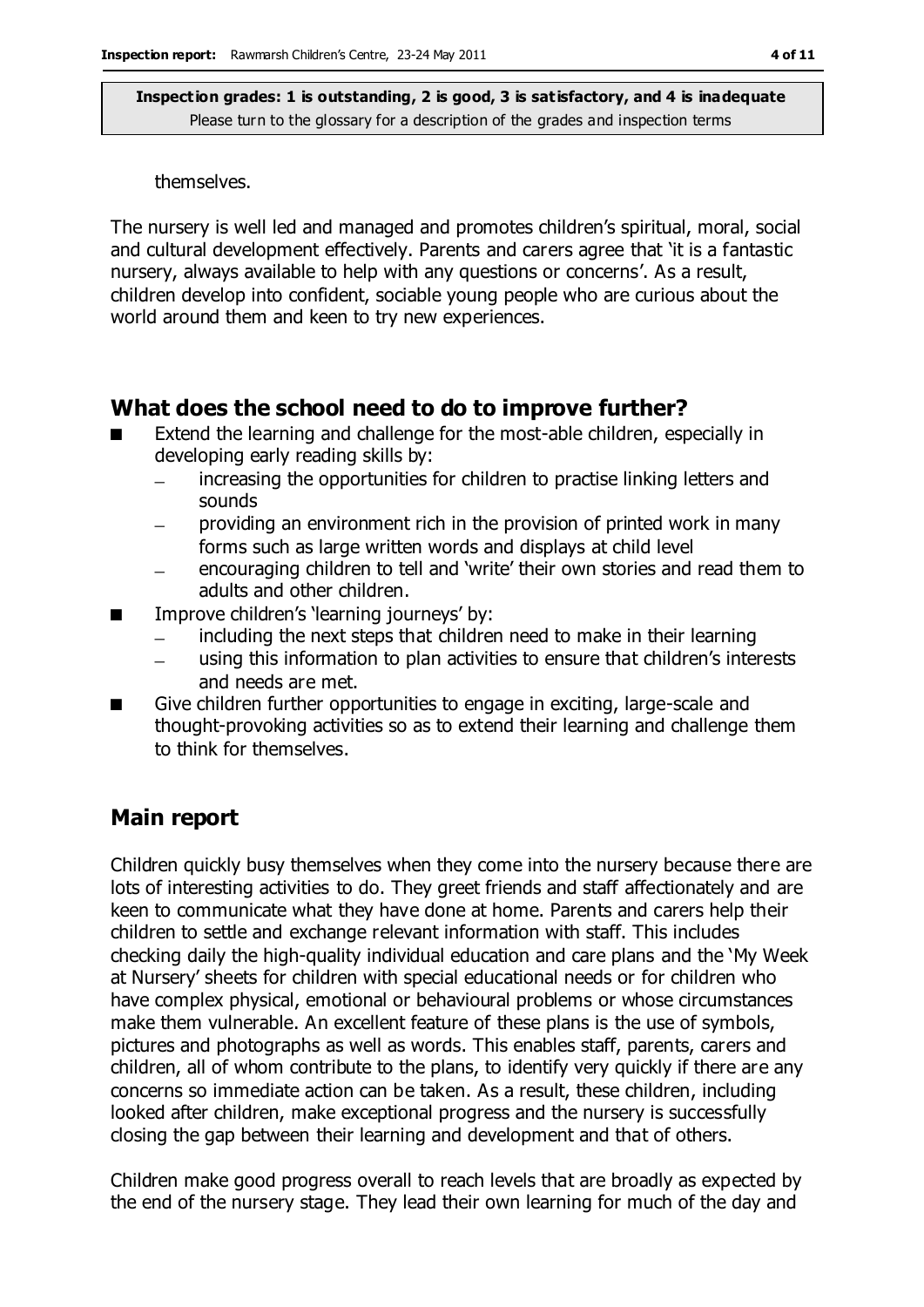themselves.

The nursery is well led and managed and promotes children's spiritual, moral, social and cultural development effectively. Parents and carers agree that 'it is a fantastic nursery, always available to help with any questions or concerns'. As a result, children develop into confident, sociable young people who are curious about the world around them and keen to try new experiences.

## What does the school need to do to improve further?

- Extend the learning and challenge for the most-able children, especially in developing early reading skills by:
  - increasing the opportunities for children to practise linking letters and sounds
  - providing an environment rich in the provision of printed work in many forms such as large written words and displays at child level
  - encouraging children to tell and 'write' their own stories and read them to adults and other children.
- Improve children's 'learning journeys' by:
  - including the next steps that children need to make in their learning
  - using this information to plan activities to ensure that children's interests and needs are met.
- Give children further opportunities to engage in exciting, large-scale and thought-provoking activities so as to extend their learning and challenge them to think for themselves.

## Main report

Children quickly busy themselves when they come into the nursery because there are lots of interesting activities to do. They greet friends and staff affectionately and are keen to communicate what they have done at home. Parents and carers help their children to settle and exchange relevant information with staff. This includes checking daily the high-quality individual education and care plans and the 'My Week at Nursery' sheets for children with special educational needs or for children who have complex physical, emotional or behavioural problems or whose circumstances make them vulnerable. An excellent feature of these plans is the use of symbols, pictures and photographs as well as words. This enables staff, parents, carers and children, all of whom contribute to the plans, to identify very quickly if there are any concerns so immediate action can be taken. As a result, these children, including looked after children, make exceptional progress and the nursery is successfully closing the gap between their learning and development and that of others.

Children make good progress overall to reach levels that are broadly as expected by the end of the nursery stage. They lead their own learning for much of the day and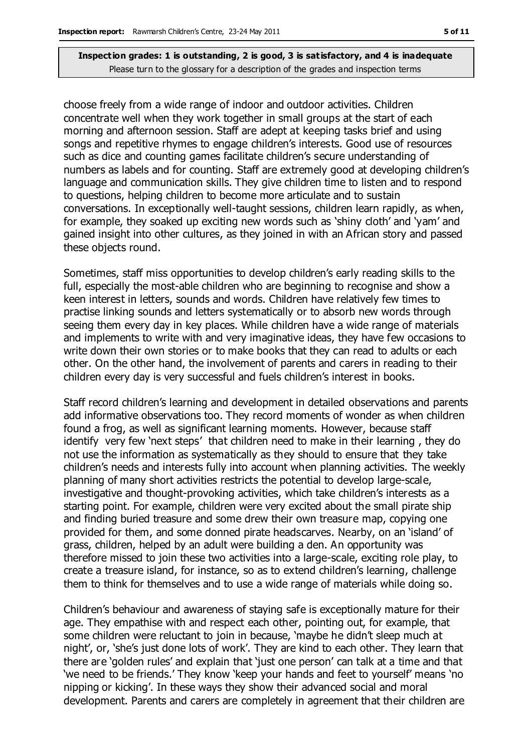choose freely from a wide range of indoor and outdoor activities. Children concentrate well when they work together in small groups at the start of each morning and afternoon session. Staff are adept at keeping tasks brief and using songs and repetitive rhymes to engage children's interests. Good use of resources such as dice and counting games facilitate children's secure understanding of numbers as labels and for counting. Staff are extremely good at developing children's language and communication skills. They give children time to listen and to respond to questions, helping children to become more articulate and to sustain conversations. In exceptionally well-taught sessions, children learn rapidly, as when, for example, they soaked up exciting new words such as 'shiny cloth' and 'yam' and gained insight into other cultures, as they joined in with an African story and passed these objects round.

Sometimes, staff miss opportunities to develop children's early reading skills to the full, especially the most-able children who are beginning to recognise and show a keen interest in letters, sounds and words. Children have relatively few times to practise linking sounds and letters systematically or to absorb new words through seeing them every day in key places. While children have a wide range of materials and implements to write with and very imaginative ideas, they have few occasions to write down their own stories or to make books that they can read to adults or each other. On the other hand, the involvement of parents and carers in reading to their children every day is very successful and fuels children's interest in books.

Staff record children's learning and development in detailed observations and parents add informative observations too. They record moments of wonder as when children found a frog, as well as significant learning moments. However, because staff identify very few 'next steps' that children need to make in their learning, they do not use the information as systematically as they should to ensure that they take children's needs and interests fully into account when planning activities. The weekly planning of many short activities restricts the potential to develop large-scale, investigative and thought-provoking activities, which take children's interests as a starting point. For example, children were very excited about the small pirate ship and finding buried treasure and some drew their own treasure map, copying one provided for them, and some donned pirate headscarves. Nearby, on an 'island' of grass, children, helped by an adult were building a den. An opportunity was therefore missed to join these two activities into a large-scale, exciting role play, to create a treasure island, for instance, so as to extend children's learning, challenge them to think for themselves and to use a wide range of materials while doing so.

Children's behaviour and awareness of staying safe is exceptionally mature for their age. They empathise with and respect each other, pointing out, for example, that some children were reluctant to join in because, 'maybe he didn't sleep much at night', or, 'she's just done lots of work'. They are kind to each other. They learn that there are 'golden rules' and explain that 'just one person' can talk at a time and that 'we need to be friends.' They know 'keep your hands and feet to yourself' means 'no nipping or kicking'. In these ways they show their advanced social and moral development. Parents and carers are completely in agreement that their children are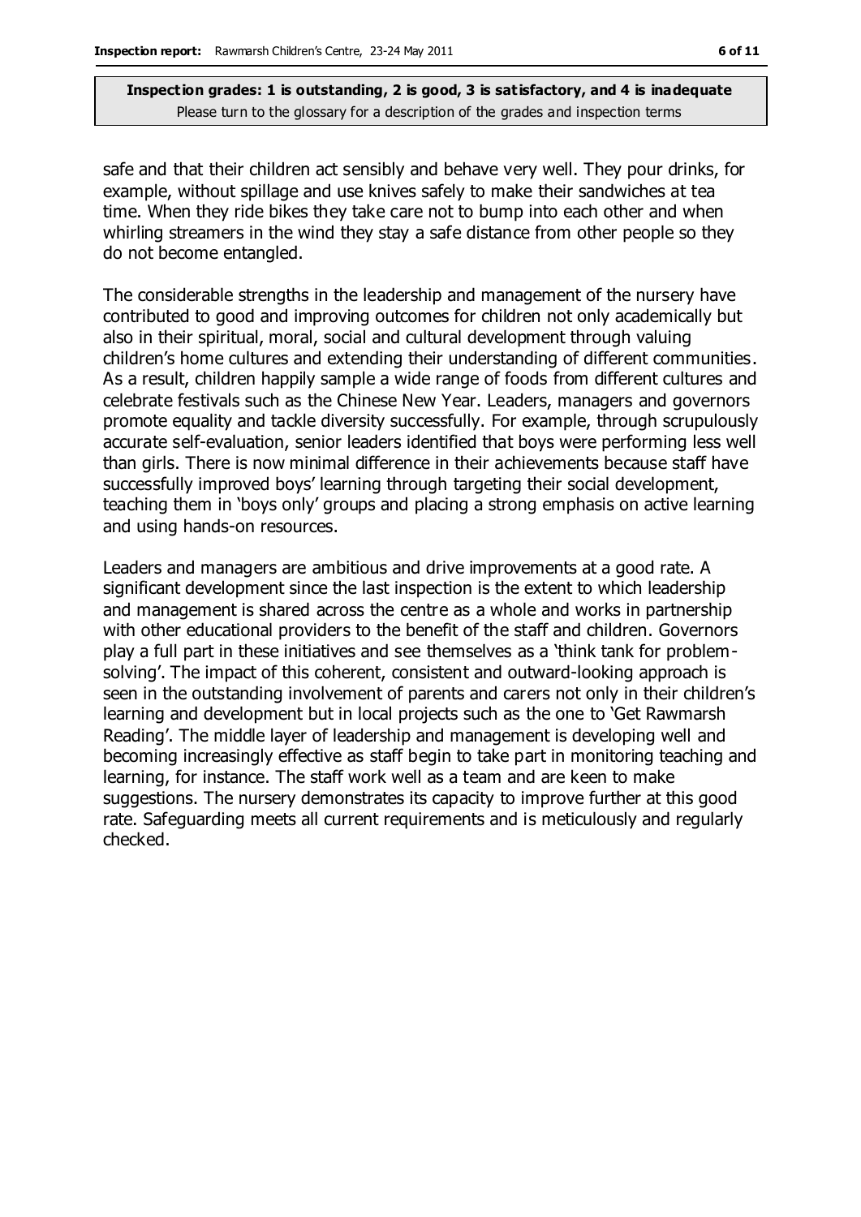**Inspection grades: 1 is outstanding, 2 is good, 3 is satisfactory, and 4 is inadequate**
Please turn to the glossary for a description of the grades and inspection terms

safe and that their children act sensibly and behave very well. They pour drinks, for example, without spillage and use knives safely to make their sandwiches at tea time. When they ride bikes they take care not to bump into each other and when whirling streamers in the wind they stay a safe distance from other people so they do not become entangled.

The considerable strengths in the leadership and management of the nursery have contributed to good and improving outcomes for children not only academically but also in their spiritual, moral, social and cultural development through valuing children's home cultures and extending their understanding of different communities. As a result, children happily sample a wide range of foods from different cultures and celebrate festivals such as the Chinese New Year. Leaders, managers and governors promote equality and tackle diversity successfully. For example, through scrupulously accurate self-evaluation, senior leaders identified that boys were performing less well than girls. There is now minimal difference in their achievements because staff have successfully improved boys' learning through targeting their social development, teaching them in 'boys only' groups and placing a strong emphasis on active learning and using hands-on resources.

Leaders and managers are ambitious and drive improvements at a good rate. A significant development since the last inspection is the extent to which leadership and management is shared across the centre as a whole and works in partnership with other educational providers to the benefit of the staff and children. Governors play a full part in these initiatives and see themselves as a 'think tank for problem-solving'. The impact of this coherent, consistent and outward-looking approach is seen in the outstanding involvement of parents and carers not only in their children's learning and development but in local projects such as the one to 'Get Rawmarsh Reading'. The middle layer of leadership and management is developing well and becoming increasingly effective as staff begin to take part in monitoring teaching and learning, for instance. The staff work well as a team and are keen to make suggestions. The nursery demonstrates its capacity to improve further at this good rate. Safeguarding meets all current requirements and is meticulously and regularly checked.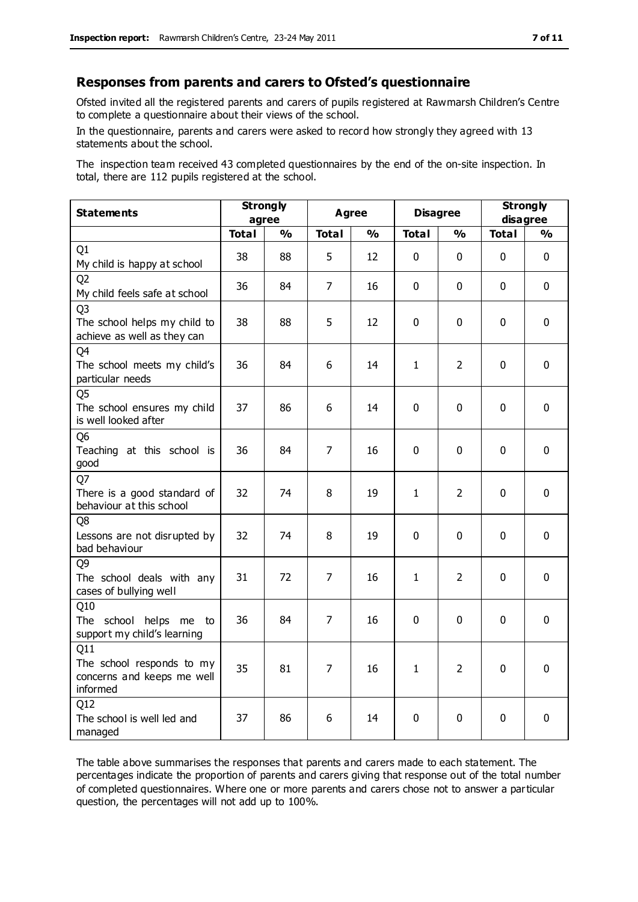## Responses from parents and carers to Ofsted's questionnaire

Ofsted invited all the registered parents and carers of pupils registered at Rawmarsh Children's Centre to complete a questionnaire about their views of the school.

In the questionnaire, parents and carers were asked to record how strongly they agreed with 13 statements about the school.

The inspection team received 43 completed questionnaires by the end of the on-site inspection. In total, there are 112 pupils registered at the school.

| Statements | Strongly agree | | Agree | | Disagree | | Strongly disagree | |
|---|---|---|---|---|---|---|---|---|
| | Total | % | Total | % | Total | % | Total | % |
| Q1 My child is happy at school | 38 | 88 | 5 | 12 | 0 | 0 | 0 | 0 |
| Q2 My child feels safe at school | 36 | 84 | 7 | 16 | 0 | 0 | 0 | 0 |
| Q3 The school helps my child to achieve as well as they can | 38 | 88 | 5 | 12 | 0 | 0 | 0 | 0 |
| Q4 The school meets my child's particular needs | 36 | 84 | 6 | 14 | 1 | 2 | 0 | 0 |
| Q5 The school ensures my child is well looked after | 37 | 86 | 6 | 14 | 0 | 0 | 0 | 0 |
| Q6 Teaching at this school is good | 36 | 84 | 7 | 16 | 0 | 0 | 0 | 0 |
| Q7 There is a good standard of behaviour at this school | 32 | 74 | 8 | 19 | 1 | 2 | 0 | 0 |
| Q8 Lessons are not disrupted by bad behaviour | 32 | 74 | 8 | 19 | 0 | 0 | 0 | 0 |
| Q9 The school deals with any cases of bullying well | 31 | 72 | 7 | 16 | 1 | 2 | 0 | 0 |
| Q10 The school helps me to support my child's learning | 36 | 84 | 7 | 16 | 0 | 0 | 0 | 0 |
| Q11 The school responds to my concerns and keeps me well informed | 35 | 81 | 7 | 16 | 1 | 2 | 0 | 0 |
| Q12 The school is well led and managed | 37 | 86 | 6 | 14 | 0 | 0 | 0 | 0 |

The table above summarises the responses that parents and carers made to each statement. The percentages indicate the proportion of parents and carers giving that response out of the total number of completed questionnaires. Where one or more parents and carers chose not to answer a particular question, the percentages will not add up to 100%.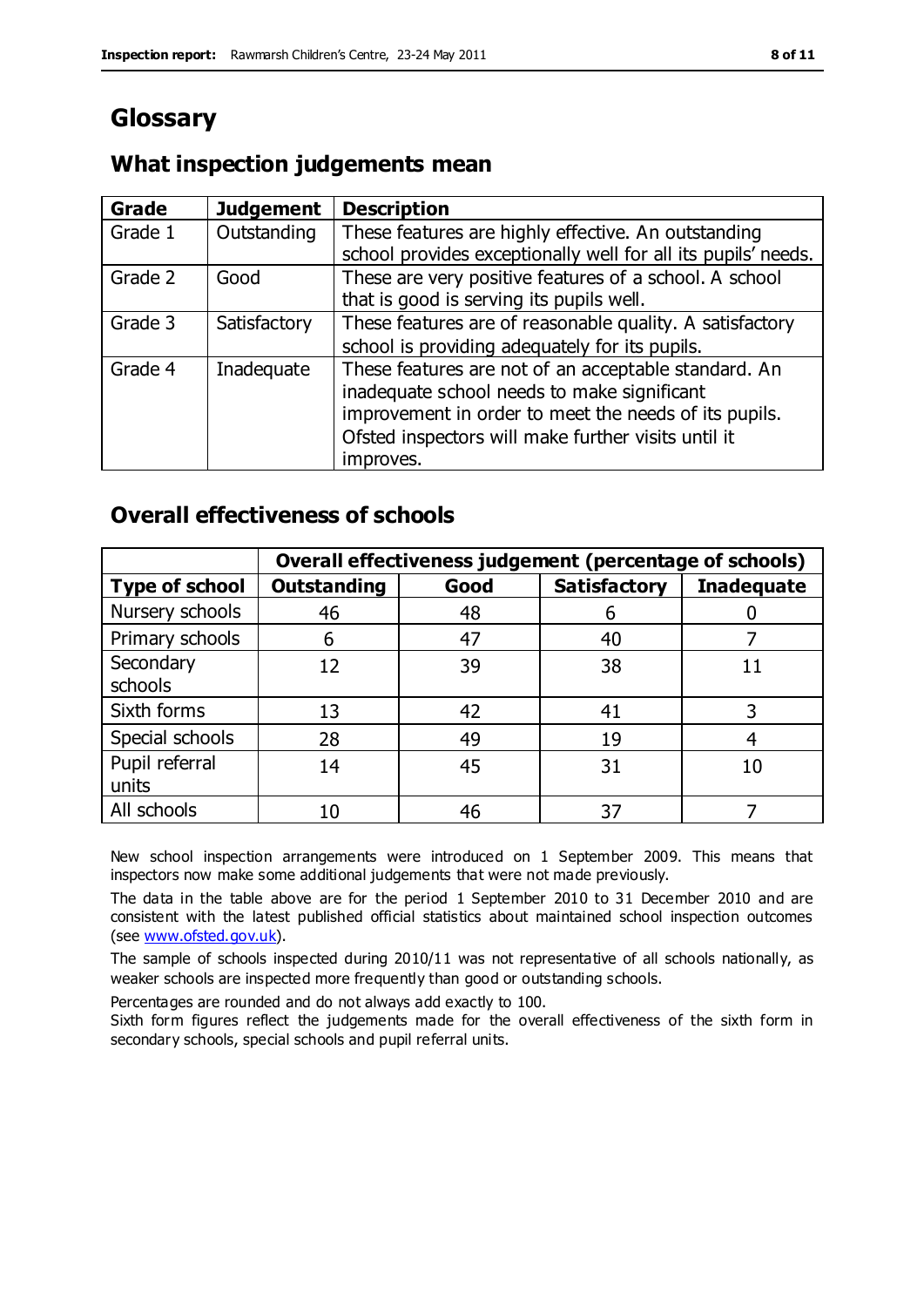# Glossary

## What inspection judgements mean

| Grade | Judgement | Description |
|---|---|---|
| Grade 1 | Outstanding | These features are highly effective. An outstanding school provides exceptionally well for all its pupils' needs. |
| Grade 2 | Good | These are very positive features of a school. A school that is good is serving its pupils well. |
| Grade 3 | Satisfactory | These features are of reasonable quality. A satisfactory school is providing adequately for its pupils. |
| Grade 4 | Inadequate | These features are not of an acceptable standard. An inadequate school needs to make significant improvement in order to meet the needs of its pupils. Ofsted inspectors will make further visits until it improves. |

## Overall effectiveness of schools

| | Overall effectiveness judgement (percentage of schools) | | | |
|---|---|---|---|---|
| **Type of school** | **Outstanding** | **Good** | **Satisfactory** | **Inadequate** |
| Nursery schools | 46 | 48 | 6 | 0 |
| Primary schools | 6 | 47 | 40 | 7 |
| Secondary schools | 12 | 39 | 38 | 11 |
| Sixth forms | 13 | 42 | 41 | 3 |
| Special schools | 28 | 49 | 19 | 4 |
| Pupil referral units | 14 | 45 | 31 | 10 |
| All schools | 10 | 46 | 37 | 7 |

New school inspection arrangements were introduced on 1 September 2009. This means that inspectors now make some additional judgements that were not made previously.

The data in the table above are for the period 1 September 2010 to 31 December 2010 and are consistent with the latest published official statistics about maintained school inspection outcomes (see www.ofsted.gov.uk).

The sample of schools inspected during 2010/11 was not representative of all schools nationally, as weaker schools are inspected more frequently than good or outstanding schools.

Percentages are rounded and do not always add exactly to 100.

Sixth form figures reflect the judgements made for the overall effectiveness of the sixth form in secondary schools, special schools and pupil referral units.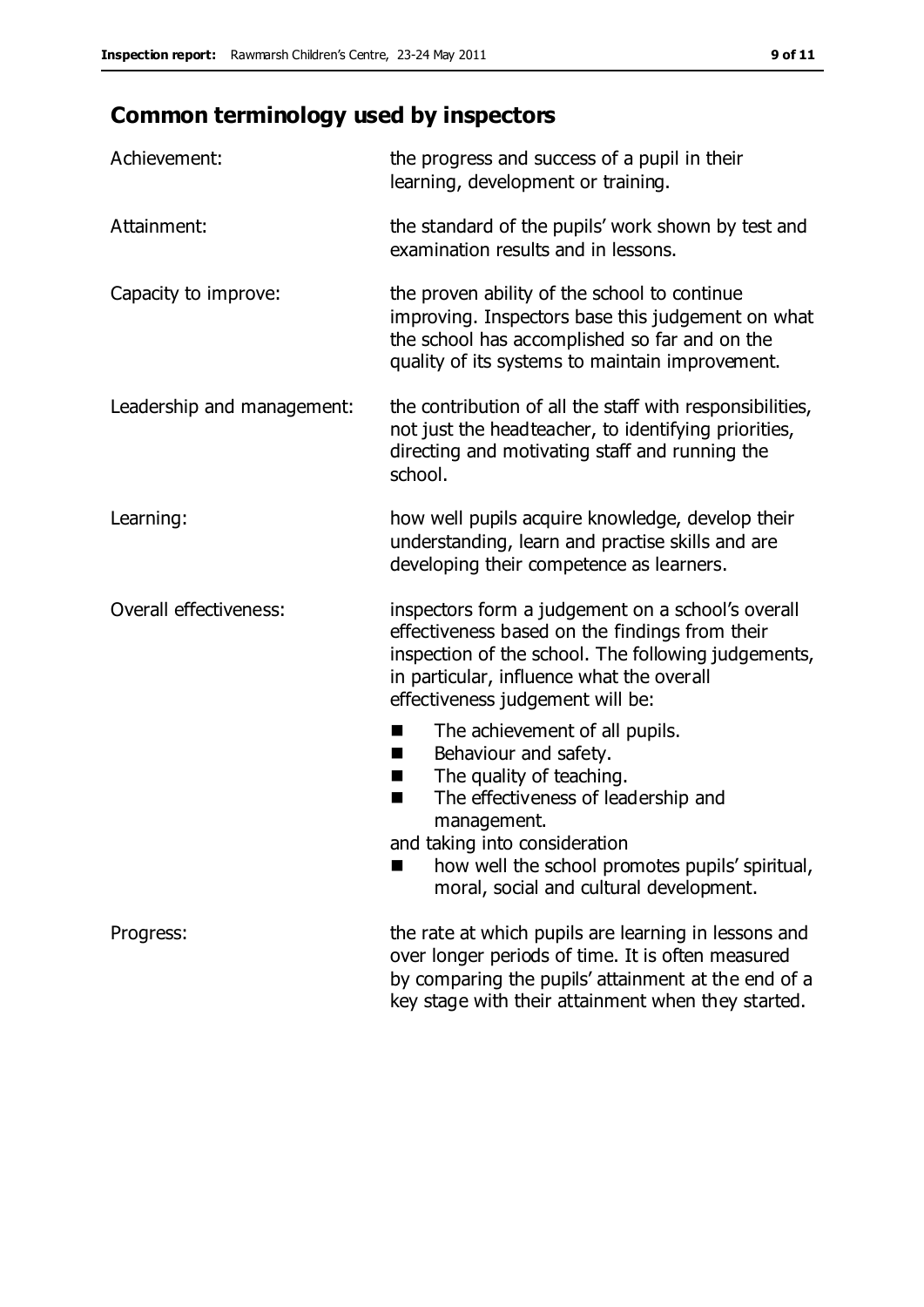## Common terminology used by inspectors

| | |
|---|---|
| Achievement: | the progress and success of a pupil in their learning, development or training. |
| Attainment: | the standard of the pupils' work shown by test and examination results and in lessons. |
| Capacity to improve: | the proven ability of the school to continue improving. Inspectors base this judgement on what the school has accomplished so far and on the quality of its systems to maintain improvement. |
| Leadership and management: | the contribution of all the staff with responsibilities, not just the headteacher, to identifying priorities, directing and motivating staff and running the school. |
| Learning: | how well pupils acquire knowledge, develop their understanding, learn and practise skills and are developing their competence as learners. |
| Overall effectiveness: | inspectors form a judgement on a school's overall effectiveness based on the findings from their inspection of the school. The following judgements, in particular, influence what the overall effectiveness judgement will be: ■ The achievement of all pupils. ■ Behaviour and safety. ■ The quality of teaching. ■ The effectiveness of leadership and management. and taking into consideration ■ how well the school promotes pupils' spiritual, moral, social and cultural development. |
| Progress: | the rate at which pupils are learning in lessons and over longer periods of time. It is often measured by comparing the pupils' attainment at the end of a key stage with their attainment when they started. |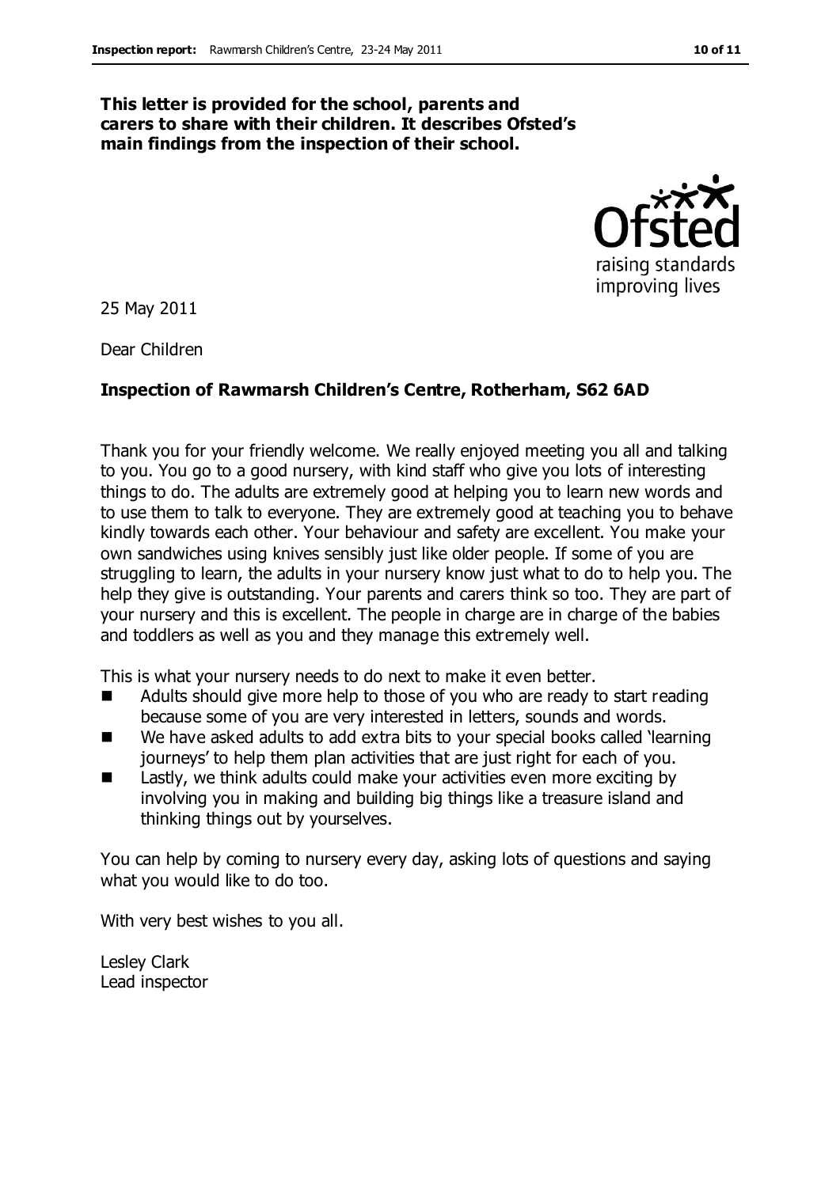**This letter is provided for the school, parents and carers to share with their children. It describes Ofsted's main findings from the inspection of their school.**

25 May 2011

Dear Children

**Inspection of Rawmarsh Children's Centre, Rotherham, S62 6AD**

Thank you for your friendly welcome. We really enjoyed meeting you all and talking to you. You go to a good nursery, with kind staff who give you lots of interesting things to do. The adults are extremely good at helping you to learn new words and to use them to talk to everyone. They are extremely good at teaching you to behave kindly towards each other. Your behaviour and safety are excellent. You make your own sandwiches using knives sensibly just like older people. If some of you are struggling to learn, the adults in your nursery know just what to do to help you. The help they give is outstanding. Your parents and carers think so too. They are part of your nursery and this is excellent. The people in charge are in charge of the babies and toddlers as well as you and they manage this extremely well.

This is what your nursery needs to do next to make it even better.

- Adults should give more help to those of you who are ready to start reading because some of you are very interested in letters, sounds and words.
- We have asked adults to add extra bits to your special books called 'learning journeys' to help them plan activities that are just right for each of you.
- Lastly, we think adults could make your activities even more exciting by involving you in making and building big things like a treasure island and thinking things out by yourselves.

You can help by coming to nursery every day, asking lots of questions and saying what you would like to do too.

With very best wishes to you all.

Lesley Clark
Lead inspector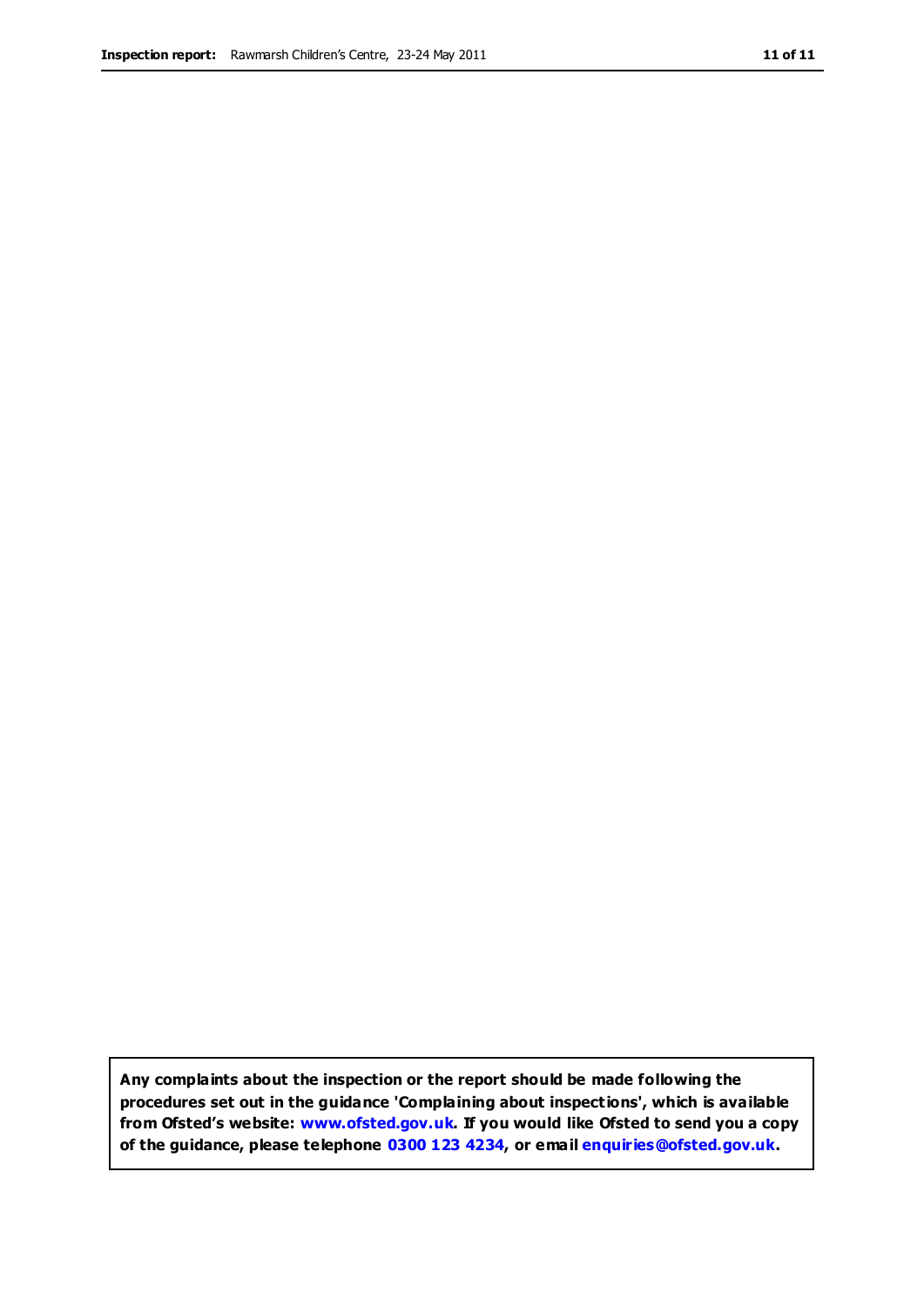**Any complaints about the inspection or the report should be made following the procedures set out in the guidance 'Complaining about inspections', which is available from Ofsted's website: www.ofsted.gov.uk. If you would like Ofsted to send you a copy of the guidance, please telephone 0300 123 4234, or email enquiries@ofsted.gov.uk.**